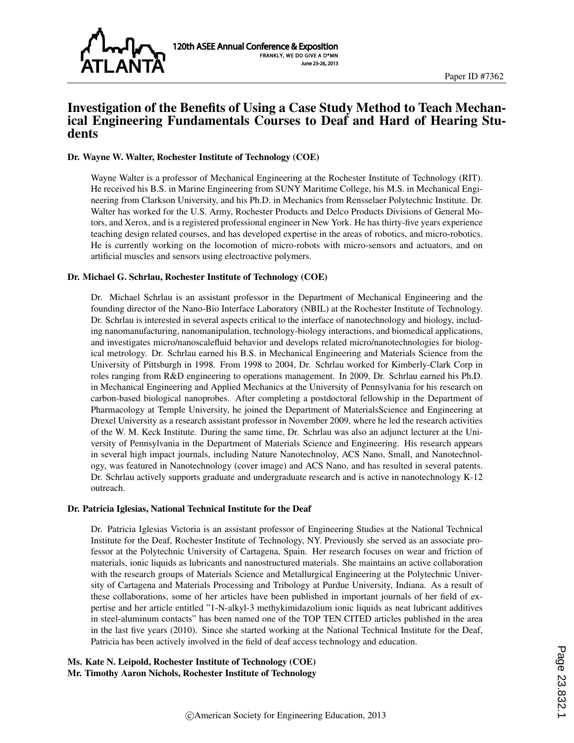Paper ID #7362

# Investigation of the Benefits of Using a Case Study Method to Teach Mechanical Engineering Fundamentals Courses to Deaf and Hard of Hearing Students

### Dr. Wayne W. Walter, Rochester Institute of Technology (COE)

Wayne Walter is a professor of Mechanical Engineering at the Rochester Institute of Technology (RIT). He received his B.S. in Marine Engineering from SUNY Maritime College, his M.S. in Mechanical Engineering from Clarkson University, and his Ph.D. in Mechanics from Rensselaer Polytechnic Institute. Dr. Walter has worked for the U.S. Army, Rochester Products and Delco Products Divisions of General Motors, and Xerox, and is a registered professional engineer in New York. He has thirty-five years experience teaching design related courses, and has developed expertise in the areas of robotics, and micro-robotics. He is currently working on the locomotion of micro-robots with micro-sensors and actuators, and on artificial muscles and sensors using electroactive polymers.

### Dr. Michael G. Schrlau, Rochester Institute of Technology (COE)

Dr. Michael Schrlau is an assistant professor in the Department of Mechanical Engineering and the founding director of the Nano-Bio Interface Laboratory (NBIL) at the Rochester Institute of Technology. Dr. Schrlau is interested in several aspects critical to the interface of nanotechnology and biology, including nanomanufacturing, nanomanipulation, technology-biology interactions, and biomedical applications, and investigates micro/nanoscalefluid behavior and develops related micro/nanotechnologies for biological metrology. Dr. Schrlau earned his B.S. in Mechanical Engineering and Materials Science from the University of Pittsburgh in 1998. From 1998 to 2004, Dr. Schrlau worked for Kimberly-Clark Corp in roles ranging from R&D engineering to operations management. In 2009, Dr. Schrlau earned his Ph.D. in Mechanical Engineering and Applied Mechanics at the University of Pennsylvania for his research on carbon-based biological nanoprobes. After completing a postdoctoral fellowship in the Department of Pharmacology at Temple University, he joined the Department of MaterialsScience and Engineering at Drexel University as a research assistant professor in November 2009, where he led the research activities of the W. M. Keck Institute. During the same time, Dr. Schrlau was also an adjunct lecturer at the University of Pennsylvania in the Department of Materials Science and Engineering. His research appears in several high impact journals, including Nature Nanotechnoloy, ACS Nano, Small, and Nanotechnology, was featured in Nanotechnology (cover image) and ACS Nano, and has resulted in several patents. Dr. Schrlau actively supports graduate and undergraduate research and is active in nanotechnology K-12 outreach.

### Dr. Patricia Iglesias, National Technical Institute for the Deaf

Dr. Patricia Iglesias Victoria is an assistant professor of Engineering Studies at the National Technical Institute for the Deaf, Rochester Institute of Technology, NY. Previously she served as an associate professor at the Polytechnic University of Cartagena, Spain. Her research focuses on wear and friction of materials, ionic liquids as lubricants and nanostructured materials. She maintains an active collaboration with the research groups of Materials Science and Metallurgical Engineering at the Polytechnic University of Cartagena and Materials Processing and Tribology at Purdue University, Indiana. As a result of these collaborations, some of her articles have been published in important journals of her field of expertise and her article entitled "1-N-alkyl-3 methykimidazolium ionic liquids as neat lubricant additives in steel-aluminum contacts" has been named one of the TOP TEN CITED articles published in the area in the last five years (2010). Since she started working at the National Technical Institute for the Deaf, Patricia has been actively involved in the field of deaf access technology and education.

### Ms. Kate N. Leipold, Rochester Institute of Technology (COE)
### Mr. Timothy Aaron Nichols, Rochester Institute of Technology

©American Society for Engineering Education, 2013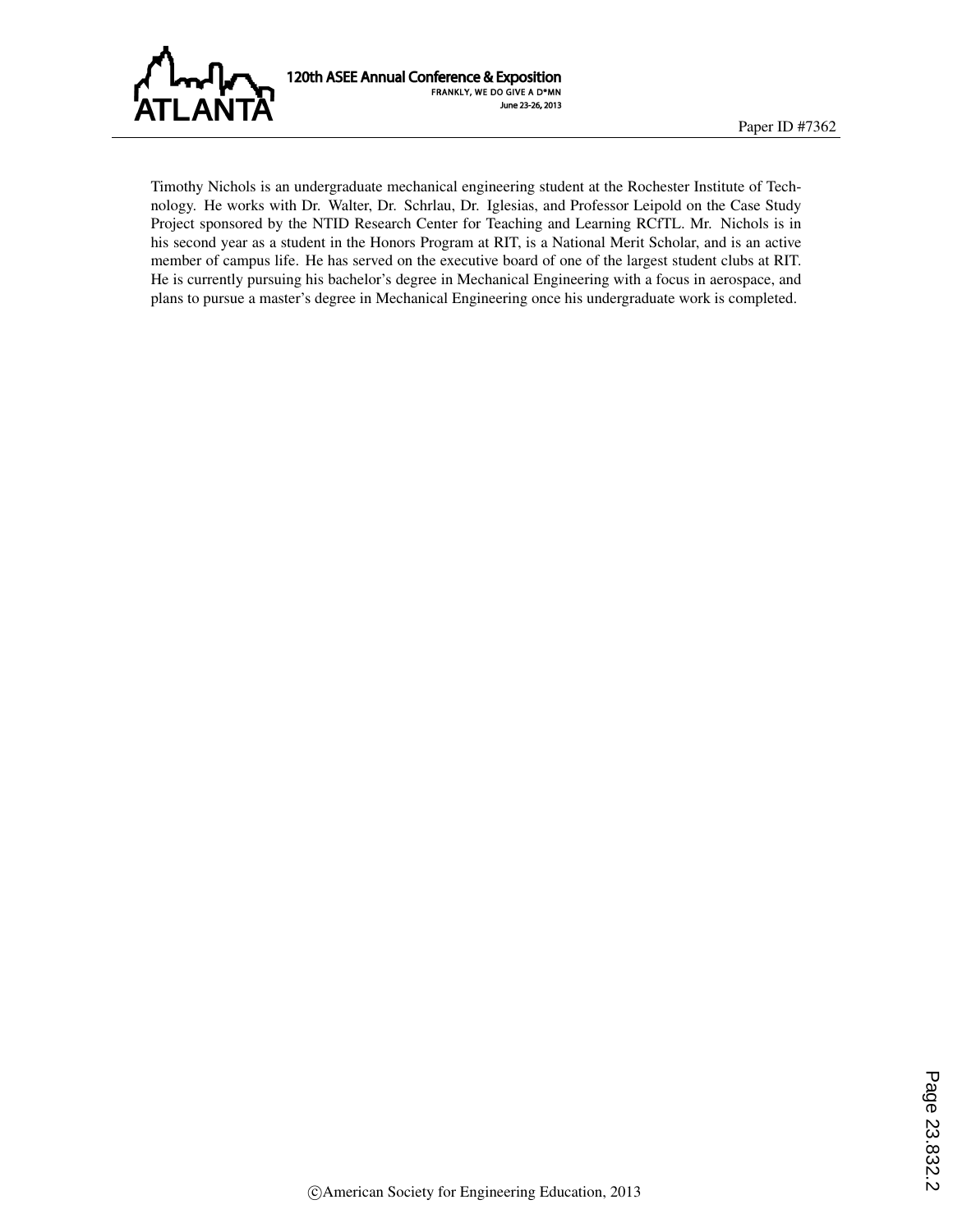Timothy Nichols is an undergraduate mechanical engineering student at the Rochester Institute of Technology. He works with Dr. Walter, Dr. Schrlau, Dr. Iglesias, and Professor Leipold on the Case Study Project sponsored by the NTID Research Center for Teaching and Learning RCfTL. Mr. Nichols is in his second year as a student in the Honors Program at RIT, is a National Merit Scholar, and is an active member of campus life. He has served on the executive board of one of the largest student clubs at RIT. He is currently pursuing his bachelor's degree in Mechanical Engineering with a focus in aerospace, and plans to pursue a master's degree in Mechanical Engineering once his undergraduate work is completed.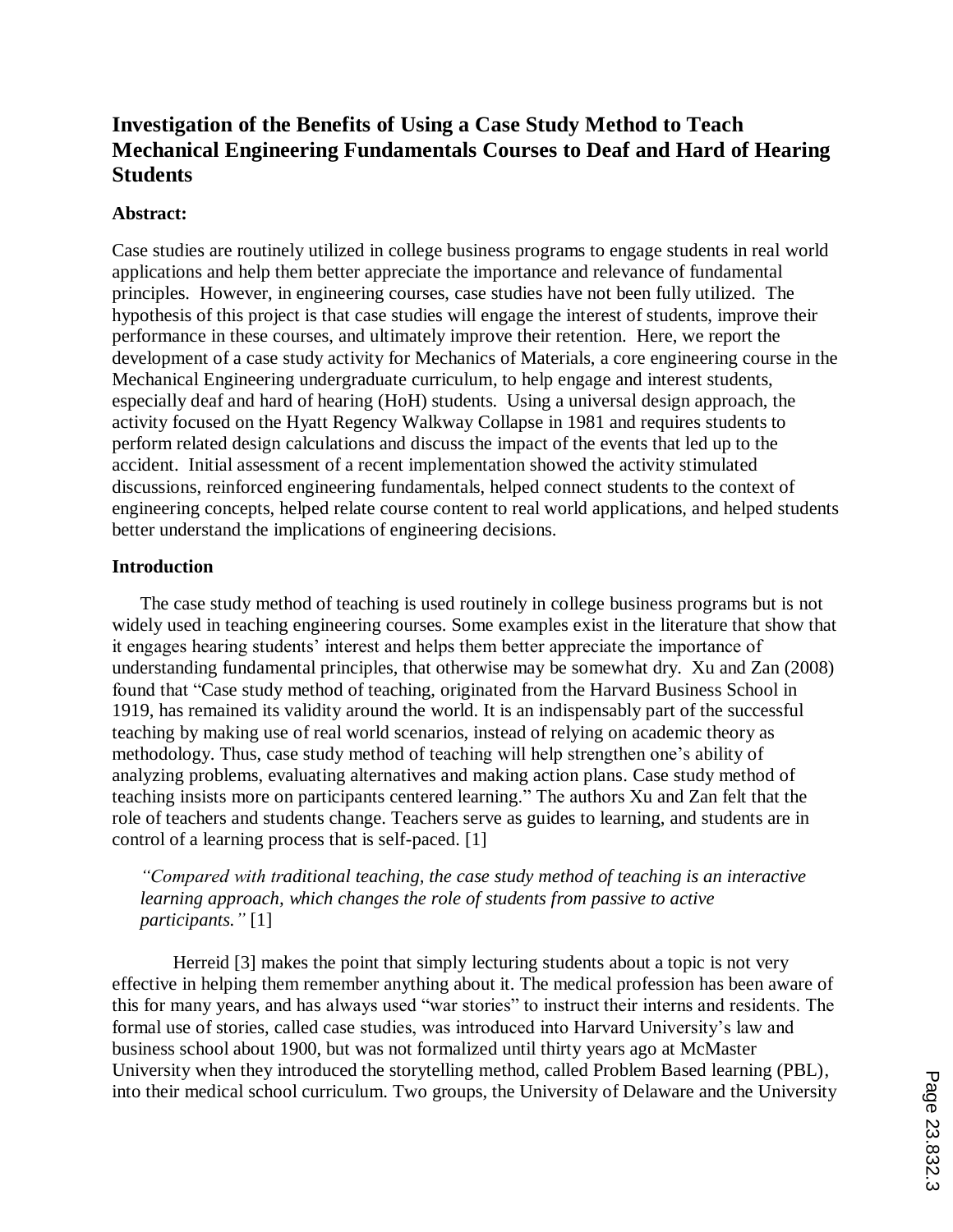## Investigation of the Benefits of Using a Case Study Method to Teach Mechanical Engineering Fundamentals Courses to Deaf and Hard of Hearing Students

### Abstract:

Case studies are routinely utilized in college business programs to engage students in real world applications and help them better appreciate the importance and relevance of fundamental principles. However, in engineering courses, case studies have not been fully utilized. The hypothesis of this project is that case studies will engage the interest of students, improve their performance in these courses, and ultimately improve their retention. Here, we report the development of a case study activity for Mechanics of Materials, a core engineering course in the Mechanical Engineering undergraduate curriculum, to help engage and interest students, especially deaf and hard of hearing (HoH) students. Using a universal design approach, the activity focused on the Hyatt Regency Walkway Collapse in 1981 and requires students to perform related design calculations and discuss the impact of the events that led up to the accident. Initial assessment of a recent implementation showed the activity stimulated discussions, reinforced engineering fundamentals, helped connect students to the context of engineering concepts, helped relate course content to real world applications, and helped students better understand the implications of engineering decisions.

### Introduction

The case study method of teaching is used routinely in college business programs but is not widely used in teaching engineering courses. Some examples exist in the literature that show that it engages hearing students' interest and helps them better appreciate the importance of understanding fundamental principles, that otherwise may be somewhat dry. Xu and Zan (2008) found that "Case study method of teaching, originated from the Harvard Business School in 1919, has remained its validity around the world. It is an indispensably part of the successful teaching by making use of real world scenarios, instead of relying on academic theory as methodology. Thus, case study method of teaching will help strengthen one's ability of analyzing problems, evaluating alternatives and making action plans. Case study method of teaching insists more on participants centered learning." The authors Xu and Zan felt that the role of teachers and students change. Teachers serve as guides to learning, and students are in control of a learning process that is self-paced. [1]

> *"Compared with traditional teaching, the case study method of teaching is an interactive learning approach, which changes the role of students from passive to active participants."* [1]

Herreid [3] makes the point that simply lecturing students about a topic is not very effective in helping them remember anything about it. The medical profession has been aware of this for many years, and has always used "war stories" to instruct their interns and residents. The formal use of stories, called case studies, was introduced into Harvard University's law and business school about 1900, but was not formalized until thirty years ago at McMaster University when they introduced the storytelling method, called Problem Based learning (PBL), into their medical school curriculum. Two groups, the University of Delaware and the University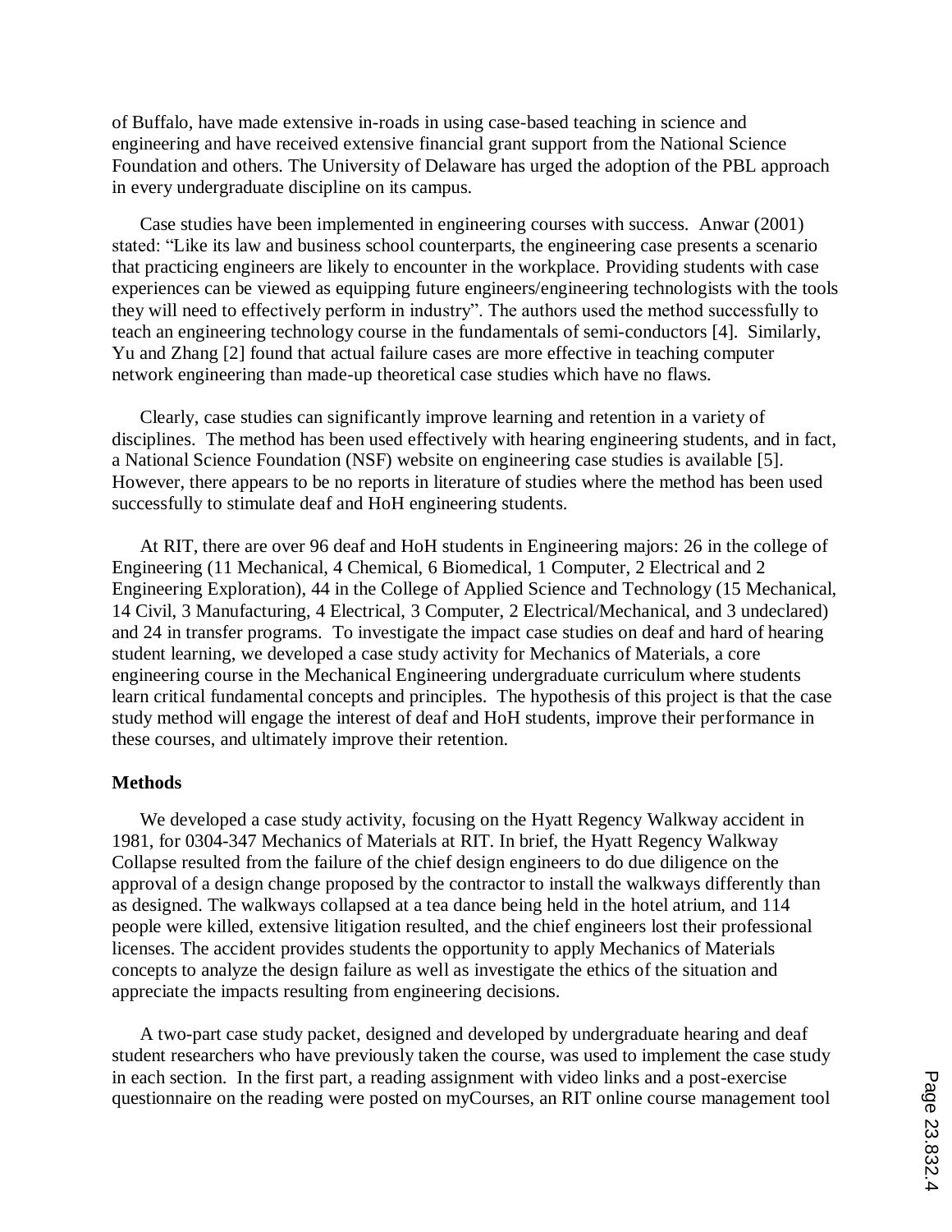of Buffalo, have made extensive in-roads in using case-based teaching in science and engineering and have received extensive financial grant support from the National Science Foundation and others. The University of Delaware has urged the adoption of the PBL approach in every undergraduate discipline on its campus.

Case studies have been implemented in engineering courses with success. Anwar (2001) stated: "Like its law and business school counterparts, the engineering case presents a scenario that practicing engineers are likely to encounter in the workplace. Providing students with case experiences can be viewed as equipping future engineers/engineering technologists with the tools they will need to effectively perform in industry". The authors used the method successfully to teach an engineering technology course in the fundamentals of semi-conductors [4]. Similarly, Yu and Zhang [2] found that actual failure cases are more effective in teaching computer network engineering than made-up theoretical case studies which have no flaws.

Clearly, case studies can significantly improve learning and retention in a variety of disciplines. The method has been used effectively with hearing engineering students, and in fact, a National Science Foundation (NSF) website on engineering case studies is available [5]. However, there appears to be no reports in literature of studies where the method has been used successfully to stimulate deaf and HoH engineering students.

At RIT, there are over 96 deaf and HoH students in Engineering majors: 26 in the college of Engineering (11 Mechanical, 4 Chemical, 6 Biomedical, 1 Computer, 2 Electrical and 2 Engineering Exploration), 44 in the College of Applied Science and Technology (15 Mechanical, 14 Civil, 3 Manufacturing, 4 Electrical, 3 Computer, 2 Electrical/Mechanical, and 3 undeclared) and 24 in transfer programs. To investigate the impact case studies on deaf and hard of hearing student learning, we developed a case study activity for Mechanics of Materials, a core engineering course in the Mechanical Engineering undergraduate curriculum where students learn critical fundamental concepts and principles. The hypothesis of this project is that the case study method will engage the interest of deaf and HoH students, improve their performance in these courses, and ultimately improve their retention.

**Methods**

We developed a case study activity, focusing on the Hyatt Regency Walkway accident in 1981, for 0304-347 Mechanics of Materials at RIT. In brief, the Hyatt Regency Walkway Collapse resulted from the failure of the chief design engineers to do due diligence on the approval of a design change proposed by the contractor to install the walkways differently than as designed. The walkways collapsed at a tea dance being held in the hotel atrium, and 114 people were killed, extensive litigation resulted, and the chief engineers lost their professional licenses. The accident provides students the opportunity to apply Mechanics of Materials concepts to analyze the design failure as well as investigate the ethics of the situation and appreciate the impacts resulting from engineering decisions.

A two-part case study packet, designed and developed by undergraduate hearing and deaf student researchers who have previously taken the course, was used to implement the case study in each section. In the first part, a reading assignment with video links and a post-exercise questionnaire on the reading were posted on myCourses, an RIT online course management tool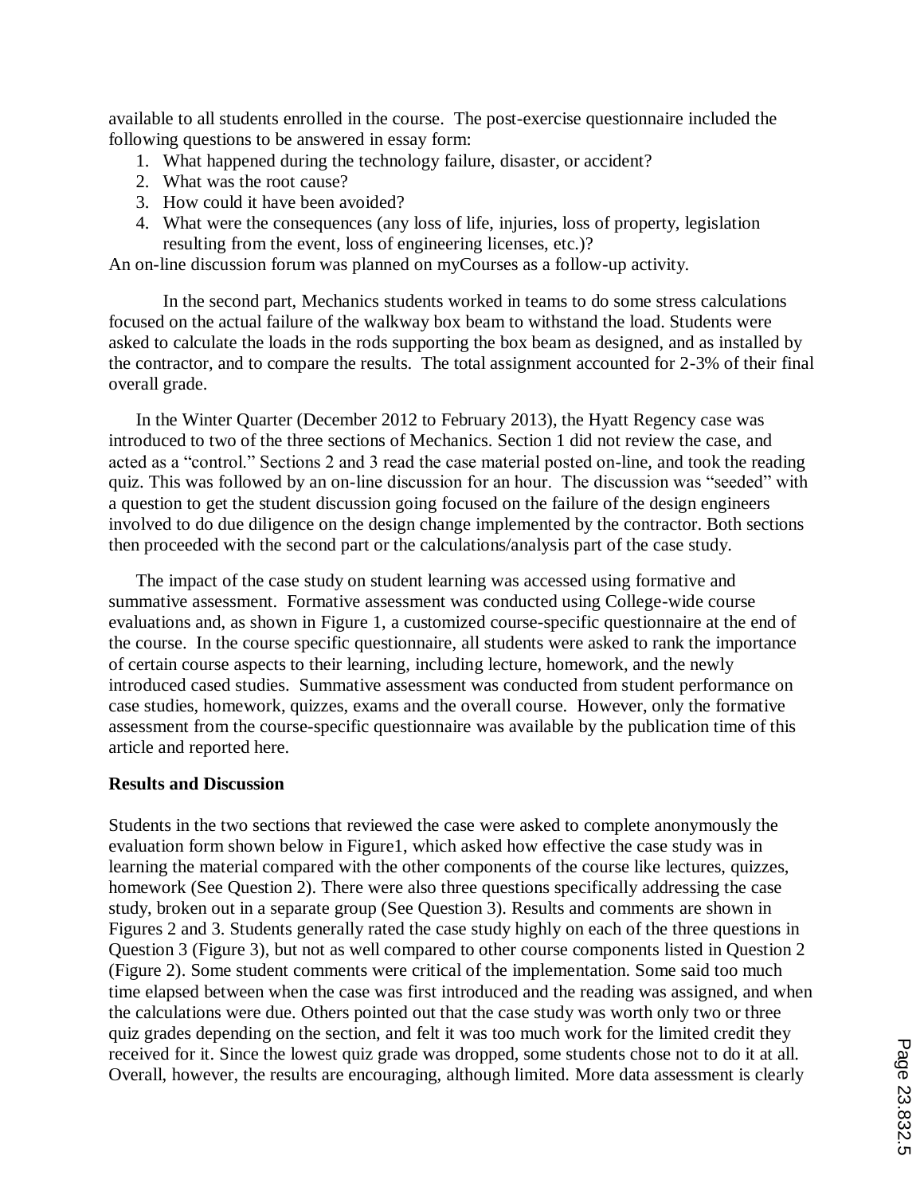available to all students enrolled in the course. The post-exercise questionnaire included the following questions to be answered in essay form:

1. What happened during the technology failure, disaster, or accident?
2. What was the root cause?
3. How could it have been avoided?
4. What were the consequences (any loss of life, injuries, loss of property, legislation resulting from the event, loss of engineering licenses, etc.)?

An on-line discussion forum was planned on myCourses as a follow-up activity.

In the second part, Mechanics students worked in teams to do some stress calculations focused on the actual failure of the walkway box beam to withstand the load. Students were asked to calculate the loads in the rods supporting the box beam as designed, and as installed by the contractor, and to compare the results. The total assignment accounted for 2-3% of their final overall grade.

In the Winter Quarter (December 2012 to February 2013), the Hyatt Regency case was introduced to two of the three sections of Mechanics. Section 1 did not review the case, and acted as a "control." Sections 2 and 3 read the case material posted on-line, and took the reading quiz. This was followed by an on-line discussion for an hour. The discussion was "seeded" with a question to get the student discussion going focused on the failure of the design engineers involved to do due diligence on the design change implemented by the contractor. Both sections then proceeded with the second part or the calculations/analysis part of the case study.

The impact of the case study on student learning was accessed using formative and summative assessment. Formative assessment was conducted using College-wide course evaluations and, as shown in Figure 1, a customized course-specific questionnaire at the end of the course. In the course specific questionnaire, all students were asked to rank the importance of certain course aspects to their learning, including lecture, homework, and the newly introduced cased studies. Summative assessment was conducted from student performance on case studies, homework, quizzes, exams and the overall course. However, only the formative assessment from the course-specific questionnaire was available by the publication time of this article and reported here.

**Results and Discussion**

Students in the two sections that reviewed the case were asked to complete anonymously the evaluation form shown below in Figure1, which asked how effective the case study was in learning the material compared with the other components of the course like lectures, quizzes, homework (See Question 2). There were also three questions specifically addressing the case study, broken out in a separate group (See Question 3). Results and comments are shown in Figures 2 and 3. Students generally rated the case study highly on each of the three questions in Question 3 (Figure 3), but not as well compared to other course components listed in Question 2 (Figure 2). Some student comments were critical of the implementation. Some said too much time elapsed between when the case was first introduced and the reading was assigned, and when the calculations were due. Others pointed out that the case study was worth only two or three quiz grades depending on the section, and felt it was too much work for the limited credit they received for it. Since the lowest quiz grade was dropped, some students chose not to do it at all. Overall, however, the results are encouraging, although limited. More data assessment is clearly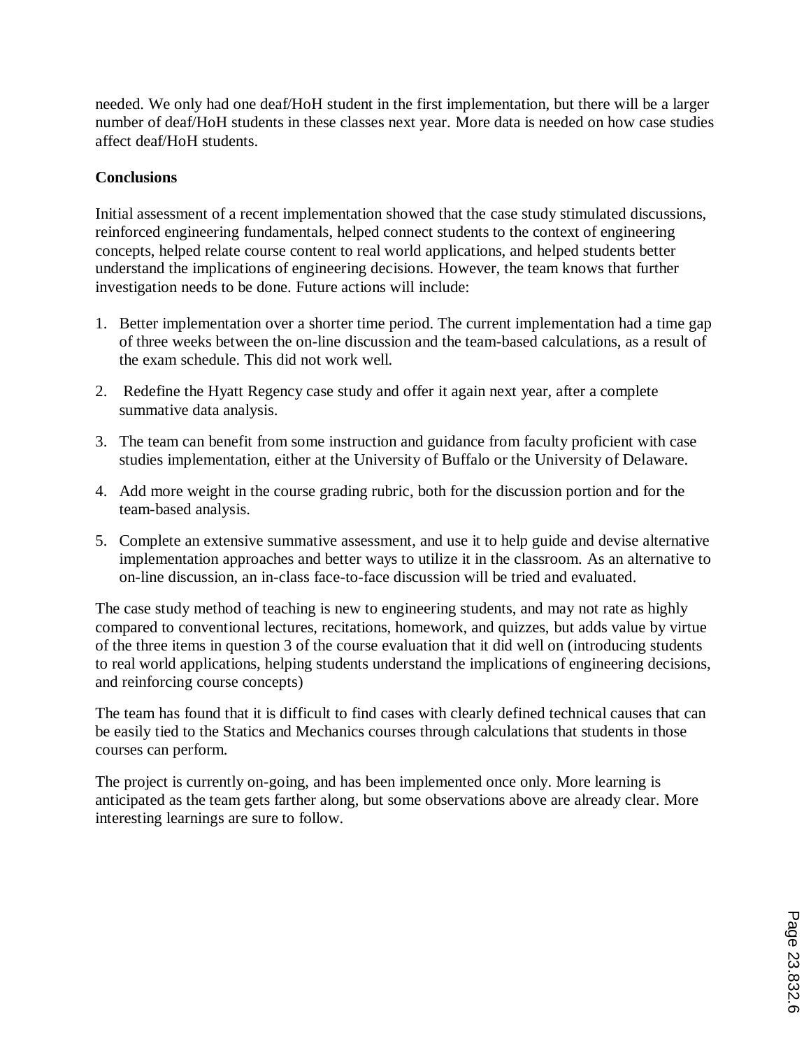needed. We only had one deaf/HoH student in the first implementation, but there will be a larger number of deaf/HoH students in these classes next year. More data is needed on how case studies affect deaf/HoH students.

**Conclusions**

Initial assessment of a recent implementation showed that the case study stimulated discussions, reinforced engineering fundamentals, helped connect students to the context of engineering concepts, helped relate course content to real world applications, and helped students better understand the implications of engineering decisions. However, the team knows that further investigation needs to be done. Future actions will include:

1. Better implementation over a shorter time period. The current implementation had a time gap of three weeks between the on-line discussion and the team-based calculations, as a result of the exam schedule. This did not work well.
2. Redefine the Hyatt Regency case study and offer it again next year, after a complete summative data analysis.
3. The team can benefit from some instruction and guidance from faculty proficient with case studies implementation, either at the University of Buffalo or the University of Delaware.
4. Add more weight in the course grading rubric, both for the discussion portion and for the team-based analysis.
5. Complete an extensive summative assessment, and use it to help guide and devise alternative implementation approaches and better ways to utilize it in the classroom. As an alternative to on-line discussion, an in-class face-to-face discussion will be tried and evaluated.

The case study method of teaching is new to engineering students, and may not rate as highly compared to conventional lectures, recitations, homework, and quizzes, but adds value by virtue of the three items in question 3 of the course evaluation that it did well on (introducing students to real world applications, helping students understand the implications of engineering decisions, and reinforcing course concepts)

The team has found that it is difficult to find cases with clearly defined technical causes that can be easily tied to the Statics and Mechanics courses through calculations that students in those courses can perform.

The project is currently on-going, and has been implemented once only. More learning is anticipated as the team gets farther along, but some observations above are already clear. More interesting learnings are sure to follow.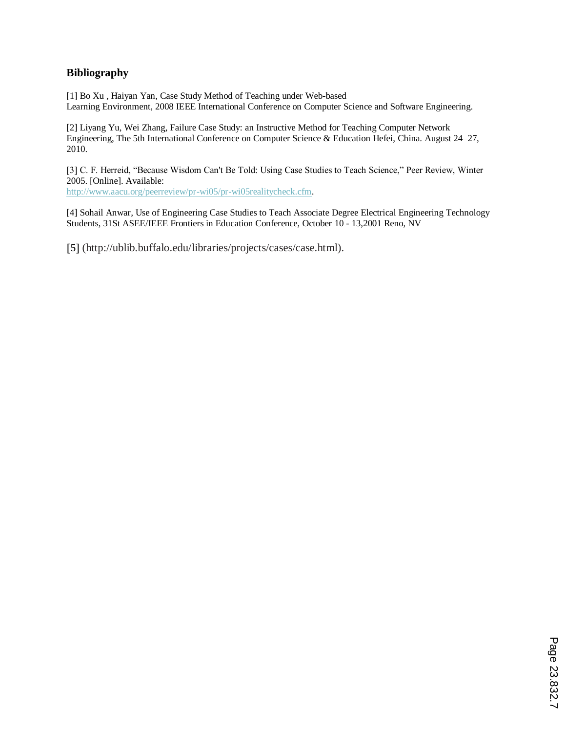## Bibliography

[1] Bo Xu , Haiyan Yan, Case Study Method of Teaching under Web-based Learning Environment, 2008 IEEE International Conference on Computer Science and Software Engineering.

[2] Liyang Yu, Wei Zhang, Failure Case Study: an Instructive Method for Teaching Computer Network Engineering, The 5th International Conference on Computer Science & Education Hefei, China. August 24–27, 2010.

[3] C. F. Herreid, "Because Wisdom Can't Be Told: Using Case Studies to Teach Science," Peer Review, Winter 2005. [Online]. Available: http://www.aacu.org/peerreview/pr-wi05/pr-wi05realitycheck.cfm.

[4] Sohail Anwar, Use of Engineering Case Studies to Teach Associate Degree Electrical Engineering Technology Students, 31St ASEE/IEEE Frontiers in Education Conference, October 10 - 13,2001 Reno, NV

[5] (http://ublib.buffalo.edu/libraries/projects/cases/case.html).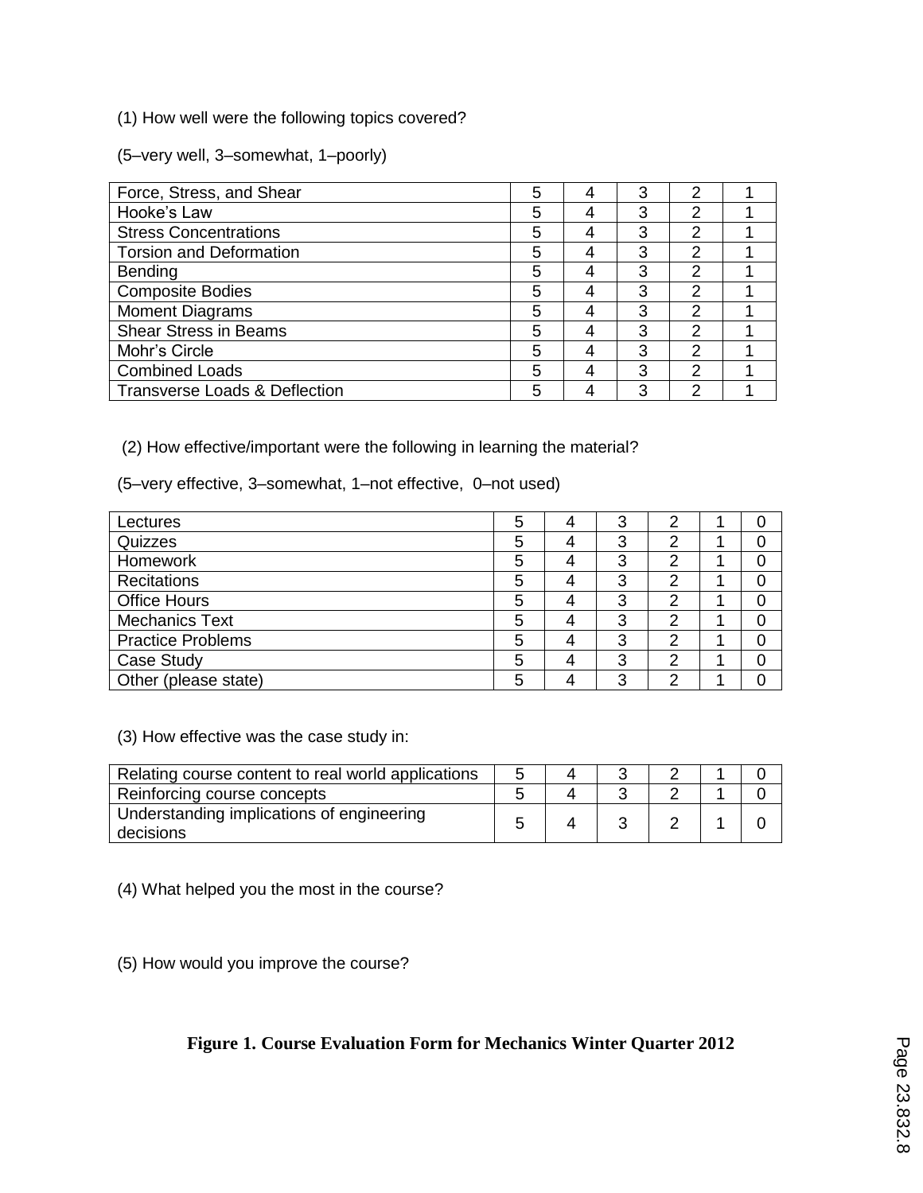(1) How well were the following topics covered?

(5–very well, 3–somewhat, 1–poorly)

| | | | | | |
|---|---|---|---|---|---|
| Force, Stress, and Shear | 5 | 4 | 3 | 2 | 1 |
| Hooke's Law | 5 | 4 | 3 | 2 | 1 |
| Stress Concentrations | 5 | 4 | 3 | 2 | 1 |
| Torsion and Deformation | 5 | 4 | 3 | 2 | 1 |
| Bending | 5 | 4 | 3 | 2 | 1 |
| Composite Bodies | 5 | 4 | 3 | 2 | 1 |
| Moment Diagrams | 5 | 4 | 3 | 2 | 1 |
| Shear Stress in Beams | 5 | 4 | 3 | 2 | 1 |
| Mohr's Circle | 5 | 4 | 3 | 2 | 1 |
| Combined Loads | 5 | 4 | 3 | 2 | 1 |
| Transverse Loads & Deflection | 5 | 4 | 3 | 2 | 1 |

(2) How effective/important were the following in learning the material?

(5–very effective, 3–somewhat, 1–not effective, 0–not used)

| | | | | | | |
|---|---|---|---|---|---|---|
| Lectures | 5 | 4 | 3 | 2 | 1 | 0 |
| Quizzes | 5 | 4 | 3 | 2 | 1 | 0 |
| Homework | 5 | 4 | 3 | 2 | 1 | 0 |
| Recitations | 5 | 4 | 3 | 2 | 1 | 0 |
| Office Hours | 5 | 4 | 3 | 2 | 1 | 0 |
| Mechanics Text | 5 | 4 | 3 | 2 | 1 | 0 |
| Practice Problems | 5 | 4 | 3 | 2 | 1 | 0 |
| Case Study | 5 | 4 | 3 | 2 | 1 | 0 |
| Other (please state) | 5 | 4 | 3 | 2 | 1 | 0 |

(3) How effective was the case study in:

| | | | | | | |
|---|---|---|---|---|---|---|
| Relating course content to real world applications | 5 | 4 | 3 | 2 | 1 | 0 |
| Reinforcing course concepts | 5 | 4 | 3 | 2 | 1 | 0 |
| Understanding implications of engineering decisions | 5 | 4 | 3 | 2 | 1 | 0 |

(4) What helped you the most in the course?

(5) How would you improve the course?

**Figure 1. Course Evaluation Form for Mechanics Winter Quarter 2012**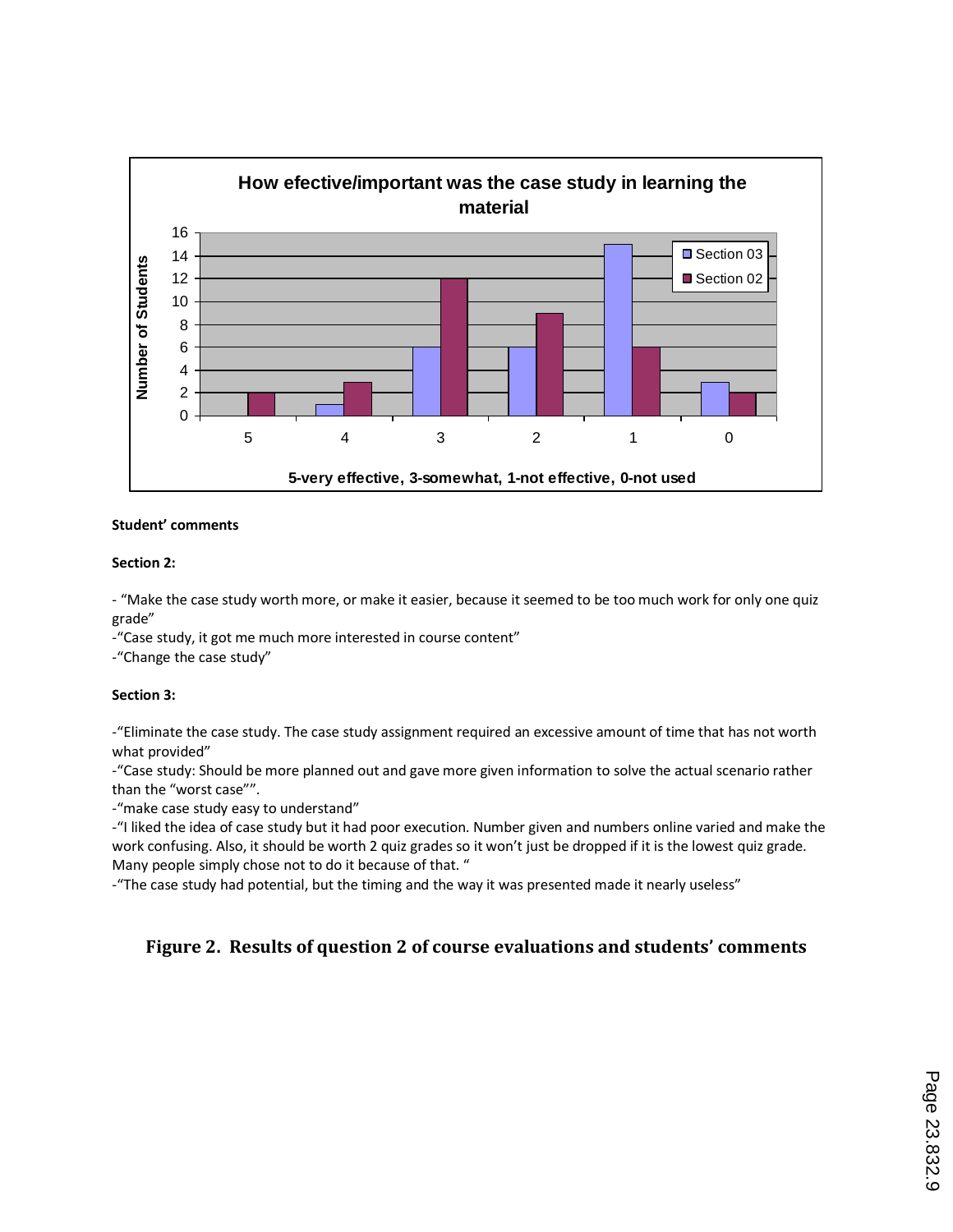**How efective/important was the case study in learning the material**

| 5-very effective, 3-somewhat, 1-not effective, 0-not used | 5 | 4 | 3 | 2 | 1 | 0 |
|---|---|---|---|---|---|---|
| Section 03 (Number of Students) | 0 | 1 | 6 | 6 | 15 | 3 |
| Section 02 (Number of Students) | 2 | 3 | 12 | 9 | 6 | 2 |

**Student' comments**

**Section 2:**

- "Make the case study worth more, or make it easier, because it seemed to be too much work for only one quiz grade"
- "Case study, it got me much more interested in course content"
- "Change the case study"

**Section 3:**

- "Eliminate the case study. The case study assignment required an excessive amount of time that has not worth what provided"
- "Case study: Should be more planned out and gave more given information to solve the actual scenario rather than the "worst case"".
- "make case study easy to understand"
- "I liked the idea of case study but it had poor execution. Number given and numbers online varied and make the work confusing. Also, it should be worth 2 quiz grades so it won't just be dropped if it is the lowest quiz grade. Many people simply chose not to do it because of that. "
- "The case study had potential, but the timing and the way it was presented made it nearly useless"

**Figure 2. Results of question 2 of course evaluations and students' comments**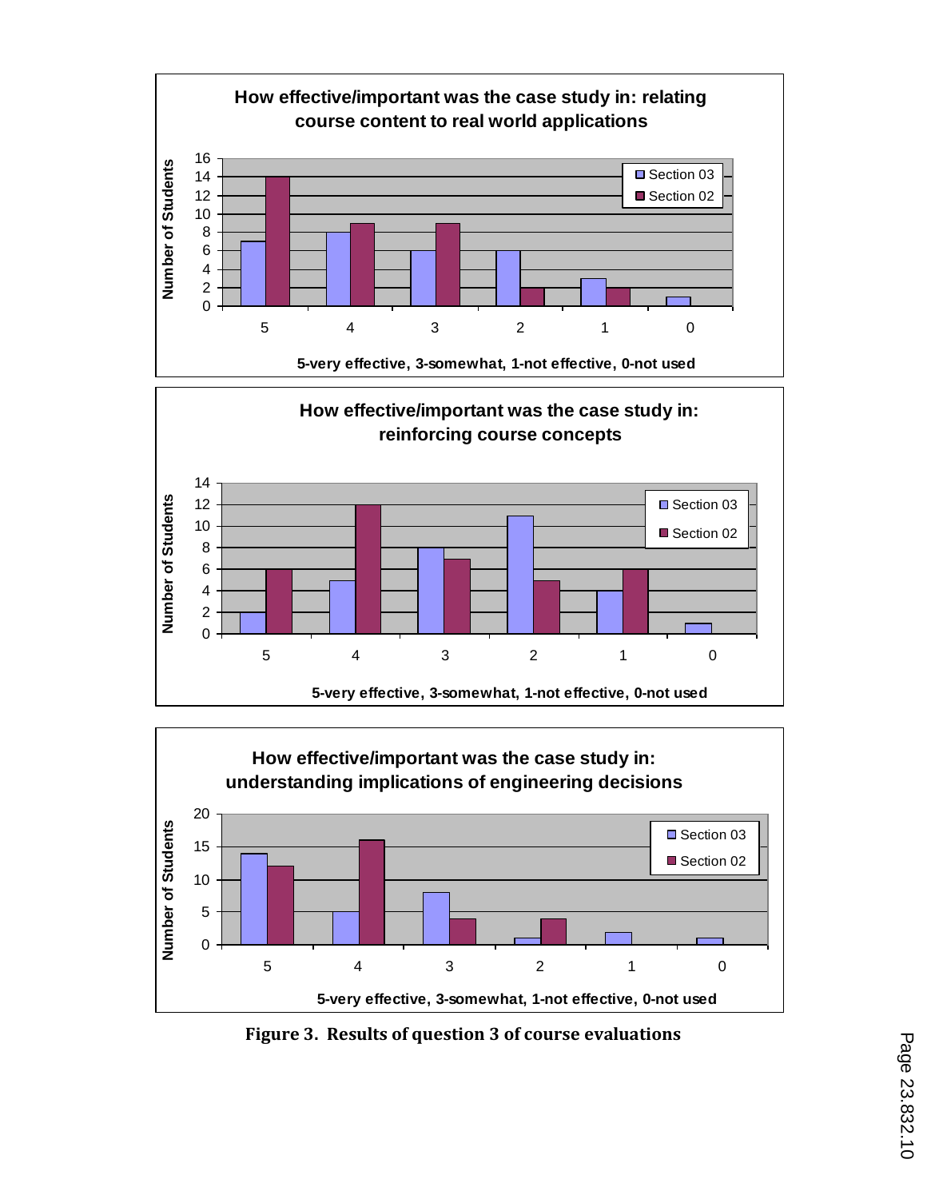How effective/important was the case study in: relating course content to real world applications

Number of Students

16
14
12
10
8
6
4
2
0

5
4
3
2
1
0

Section 03
Section 02

5-very effective, 3-somewhat, 1-not effective, 0-not used

How effective/important was the case study in: reinforcing course concepts

Number of Students

14
12
10
8
6
4
2
0

5
4
3
2
1
0

Section 03
Section 02

5-very effective, 3-somewhat, 1-not effective, 0-not used

How effective/important was the case study in: understanding implications of engineering decisions

Number of Students

20
15
10
5
0

5
4
3
2
1
0

Section 03
Section 02

5-very effective, 3-somewhat, 1-not effective, 0-not used

**Figure 3. Results of question 3 of course evaluations**